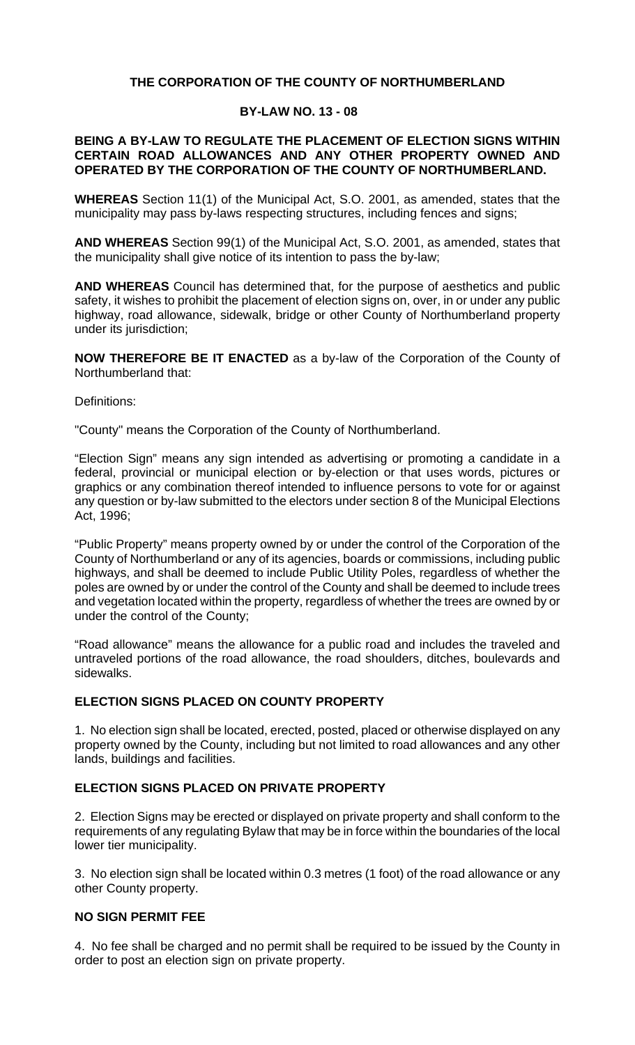**THE CORPORATION OF THE COUNTY OF NORTHUMBERLAND**

**BY-LAW NO. 13 - 08**

**BEING A BY-LAW TO REGULATE THE PLACEMENT OF ELECTION SIGNS WITHIN CERTAIN ROAD ALLOWANCES AND ANY OTHER PROPERTY OWNED AND OPERATED BY THE CORPORATION OF THE COUNTY OF NORTHUMBERLAND.**

**WHEREAS** Section 11(1) of the Municipal Act, S.O. 2001, as amended, states that the municipality may pass by-laws respecting structures, including fences and signs;

**AND WHEREAS** Section 99(1) of the Municipal Act, S.O. 2001, as amended, states that the municipality shall give notice of its intention to pass the by-law;

**AND WHEREAS** Council has determined that, for the purpose of aesthetics and public safety, it wishes to prohibit the placement of election signs on, over, in or under any public highway, road allowance, sidewalk, bridge or other County of Northumberland property under its jurisdiction;

**NOW THEREFORE BE IT ENACTED** as a by-law of the Corporation of the County of Northumberland that:

Definitions:

"County" means the Corporation of the County of Northumberland.

"Election Sign" means any sign intended as advertising or promoting a candidate in a federal, provincial or municipal election or by-election or that uses words, pictures or graphics or any combination thereof intended to influence persons to vote for or against any question or by-law submitted to the electors under section 8 of the Municipal Elections Act, 1996;

"Public Property" means property owned by or under the control of the Corporation of the County of Northumberland or any of its agencies, boards or commissions, including public highways, and shall be deemed to include Public Utility Poles, regardless of whether the poles are owned by or under the control of the County and shall be deemed to include trees and vegetation located within the property, regardless of whether the trees are owned by or under the control of the County;

"Road allowance" means the allowance for a public road and includes the traveled and untraveled portions of the road allowance, the road shoulders, ditches, boulevards and sidewalks.

## ELECTION SIGNS PLACED ON COUNTY PROPERTY

1. No election sign shall be located, erected, posted, placed or otherwise displayed on any property owned by the County, including but not limited to road allowances and any other lands, buildings and facilities.

## ELECTION SIGNS PLACED ON PRIVATE PROPERTY

2. Election Signs may be erected or displayed on private property and shall conform to the requirements of any regulating Bylaw that may be in force within the boundaries of the local lower tier municipality.

3. No election sign shall be located within 0.3 metres (1 foot) of the road allowance or any other County property.

## NO SIGN PERMIT FEE

4. No fee shall be charged and no permit shall be required to be issued by the County in order to post an election sign on private property.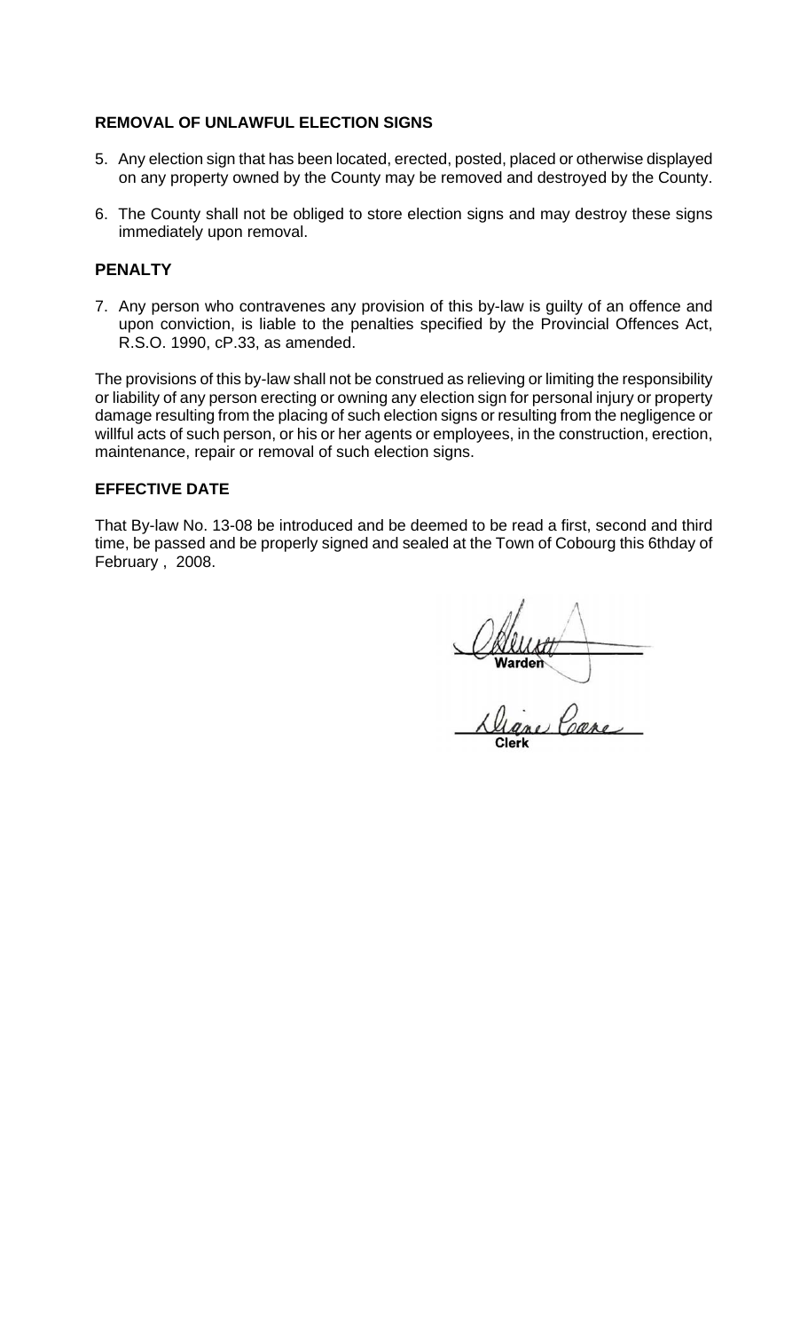**REMOVAL OF UNLAWFUL ELECTION SIGNS**

5. Any election sign that has been located, erected, posted, placed or otherwise displayed on any property owned by the County may be removed and destroyed by the County.

6. The County shall not be obliged to store election signs and may destroy these signs immediately upon removal.

**PENALTY**

7. Any person who contravenes any provision of this by-law is guilty of an offence and upon conviction, is liable to the penalties specified by the Provincial Offences Act, R.S.O. 1990, cP.33, as amended.

The provisions of this by-law shall not be construed as relieving or limiting the responsibility or liability of any person erecting or owning any election sign for personal injury or property damage resulting from the placing of such election signs or resulting from the negligence or willful acts of such person, or his or her agents or employees, in the construction, erection, maintenance, repair or removal of such election signs.

**EFFECTIVE DATE**

That By-law No. 13-08 be introduced and be deemed to be read a first, second and third time, be passed and be properly signed and sealed at the Town of Cobourg this 6thday of February , 2008.

Warden

Clerk